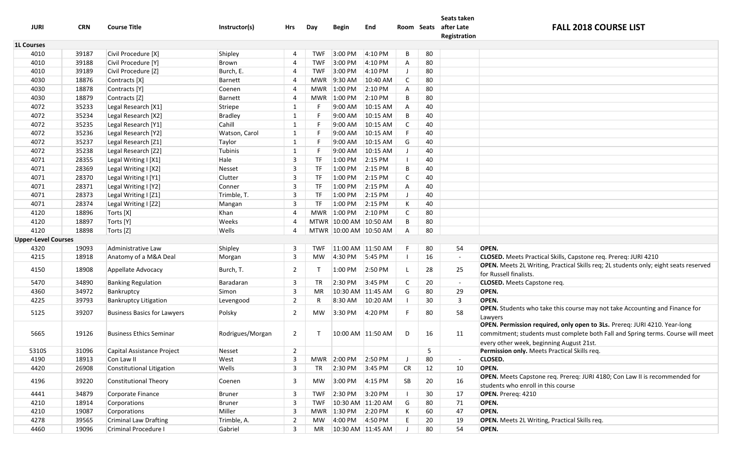# FALL 2018 COURSE LIST

| JURI | CRN | Course Title | Instructor(s) | Hrs | Day | Begin | End | Room | Seats | Seats taken after Late Registration | |
|---|---|---|---|---|---|---|---|---|---|---|---|
| **1L Courses** | | | | | | | | | | | |
| 4010 | 39187 | Civil Procedure [X] | Shipley | 4 | TWF | 3:00 PM | 4:10 PM | B | 80 | | |
| 4010 | 39188 | Civil Procedure [Y] | Brown | 4 | TWF | 3:00 PM | 4:10 PM | A | 80 | | |
| 4010 | 39189 | Civil Procedure [Z] | Burch, E. | 4 | TWF | 3:00 PM | 4:10 PM | J | 80 | | |
| 4030 | 18876 | Contracts [X] | Barnett | 4 | MWR | 9:30 AM | 10:40 AM | C | 80 | | |
| 4030 | 18878 | Contracts [Y] | Coenen | 4 | MWR | 1:00 PM | 2:10 PM | A | 80 | | |
| 4030 | 18879 | Contracts [Z] | Barnett | 4 | MWR | 1:00 PM | 2:10 PM | B | 80 | | |
| 4072 | 35233 | Legal Research [X1] | Striepe | 1 | F | 9:00 AM | 10:15 AM | A | 40 | | |
| 4072 | 35234 | Legal Research [X2] | Bradley | 1 | F | 9:00 AM | 10:15 AM | B | 40 | | |
| 4072 | 35235 | Legal Research [Y1] | Cahill | 1 | F | 9:00 AM | 10:15 AM | C | 40 | | |
| 4072 | 35236 | Legal Research [Y2] | Watson, Carol | 1 | F | 9:00 AM | 10:15 AM | F | 40 | | |
| 4072 | 35237 | Legal Research [Z1] | Taylor | 1 | F | 9:00 AM | 10:15 AM | G | 40 | | |
| 4072 | 35238 | Legal Research [Z2] | Tubinis | 1 | F | 9:00 AM | 10:15 AM | J | 40 | | |
| 4071 | 28355 | Legal Writing I [X1] | Hale | 3 | TF | 1:00 PM | 2:15 PM | I | 40 | | |
| 4071 | 28369 | Legal Writing I [X2] | Nesset | 3 | TF | 1:00 PM | 2:15 PM | B | 40 | | |
| 4071 | 28370 | Legal Writing I [Y1] | Clutter | 3 | TF | 1:00 PM | 2:15 PM | C | 40 | | |
| 4071 | 28371 | Legal Writing I [Y2] | Conner | 3 | TF | 1:00 PM | 2:15 PM | A | 40 | | |
| 4071 | 28373 | Legal Writing I [Z1] | Trimble, T. | 3 | TF | 1:00 PM | 2:15 PM | J | 40 | | |
| 4071 | 28374 | Legal Writing I [Z2] | Mangan | 3 | TF | 1:00 PM | 2:15 PM | K | 40 | | |
| 4120 | 18896 | Torts [X] | Khan | 4 | MWR | 1:00 PM | 2:10 PM | C | 80 | | |
| 4120 | 18897 | Torts [Y] | Weeks | 4 | MTWR | 10:00 AM | 10:50 AM | B | 80 | | |
| 4120 | 18898 | Torts [Z] | Wells | 4 | MTWR | 10:00 AM | 10:50 AM | A | 80 | | |
| **Upper-Level Courses** | | | | | | | | | | | |
| 4320 | 19093 | Administrative Law | Shipley | 3 | TWF | 11:00 AM | 11:50 AM | F | 80 | 54 | **OPEN.** |
| 4215 | 18918 | Anatomy of a M&A Deal | Morgan | 3 | MW | 4:30 PM | 5:45 PM | I | 16 | - | **CLOSED.** Meets Practical Skills, Capstone req. Prereq: JURI 4210 |
| 4150 | 18908 | Appellate Advocacy | Burch, T. | 2 | T | 1:00 PM | 2:50 PM | L | 28 | 25 | **OPEN.** Meets 2L Writing, Practical Skills req; 2L students only; eight seats reserved for Russell finalists. |
| 5470 | 34890 | Banking Regulation | Baradaran | 3 | TR | 2:30 PM | 3:45 PM | C | 20 | - | **CLOSED.** Meets Capstone req. |
| 4360 | 34972 | Bankruptcy | Simon | 3 | MR | 10:30 AM | 11:45 AM | G | 80 | 29 | **OPEN.** |
| 4225 | 39793 | Bankruptcy Litigation | Levengood | 2 | R | 8:30 AM | 10:20 AM | I | 30 | 3 | **OPEN.** |
| 5125 | 39207 | Business Basics for Lawyers | Polsky | 2 | MW | 3:30 PM | 4:20 PM | F | 80 | 58 | **OPEN.** Students who take this course may not take Accounting and Finance for Lawyers |
| 5665 | 19126 | Business Ethics Seminar | Rodrigues/Morgan | 2 | T | 10:00 AM | 11:50 AM | D | 16 | 11 | **OPEN. Permission required, only open to 3Ls.** Prereq: JURI 4210. Year-long commitment; students must complete both Fall and Spring terms. Course will meet every other week, beginning August 21st. |
| 5310S | 31096 | Capital Assistance Project | Nesset | 2 | | | | | 5 | | **Permission only.** Meets Practical Skills req. |
| 4190 | 18913 | Con Law II | West | 3 | MWR | 2:00 PM | 2:50 PM | J | 80 | - | **CLOSED.** |
| 4420 | 26908 | Constitutional Litigation | Wells | 3 | TR | 2:30 PM | 3:45 PM | CR | 12 | 10 | **OPEN.** |
| 4196 | 39220 | Constitutional Theory | Coenen | 3 | MW | 3:00 PM | 4:15 PM | SB | 20 | 16 | **OPEN.** Meets Capstone req. Prereq: JURI 4180; Con Law II is recommended for students who enroll in this course |
| 4441 | 34879 | Corporate Finance | Bruner | 3 | TWF | 2:30 PM | 3:20 PM | I | 30 | 17 | **OPEN.** Prereq: 4210 |
| 4210 | 18914 | Corporations | Bruner | 3 | TWF | 10:30 AM | 11:20 AM | G | 80 | 71 | **OPEN.** |
| 4210 | 19087 | Corporations | Miller | 3 | MWR | 1:30 PM | 2:20 PM | K | 60 | 47 | **OPEN.** |
| 4278 | 39565 | Criminal Law Drafting | Trimble, A. | 2 | MW | 4:00 PM | 4:50 PM | E | 20 | 19 | **OPEN.** Meets 2L Writing, Practical Skills req. |
| 4460 | 19096 | Criminal Procedure I | Gabriel | 3 | MR | 10:30 AM | 11:45 AM | J | 80 | 54 | **OPEN.** |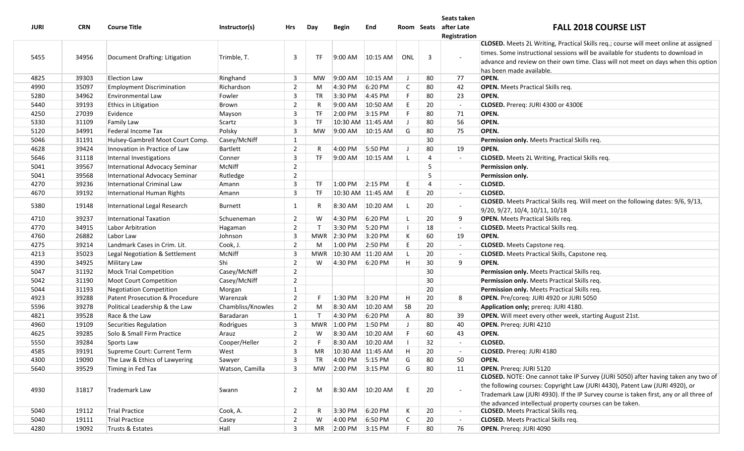| JURI | CRN | Course Title | Instructor(s) | Hrs | Day | Begin | End | Room | Seats | Seats taken after Late Registration | FALL 2018 COURSE LIST |
|---|---|---|---|---|---|---|---|---|---|---|---|
| 5455 | 34956 | Document Drafting: Litigation | Trimble, T. | 3 | TF | 9:00 AM | 10:15 AM | ONL | 3 | - | **CLOSED.** Meets 2L Writing, Practical Skills req.; course will meet online at assigned times. Some instructional sessions will be available for students to download in advance and review on their own time. Class will not meet on days when this option has been made available. |
| 4825 | 39303 | Election Law | Ringhand | 3 | MW | 9:00 AM | 10:15 AM | J | 80 | 77 | **OPEN.** |
| 4990 | 35097 | Employment Discrimination | Richardson | 2 | M | 4:30 PM | 6:20 PM | C | 80 | 42 | **OPEN.** Meets Practical Skills req. |
| 5280 | 34962 | Environmental Law | Fowler | 3 | TR | 3:30 PM | 4:45 PM | F | 80 | 23 | **OPEN.** |
| 5440 | 39193 | Ethics in Litigation | Brown | 2 | R | 9:00 AM | 10:50 AM | E | 20 | - | **CLOSED.** Prereq: JURI 4300 or 4300E |
| 4250 | 27039 | Evidence | Mayson | 3 | TF | 2:00 PM | 3:15 PM | F | 80 | 71 | **OPEN.** |
| 5330 | 31109 | Family Law | Scartz | 3 | TF | 10:30 AM | 11:45 AM | J | 80 | 56 | **OPEN.** |
| 5120 | 34991 | Federal Income Tax | Polsky | 3 | MW | 9:00 AM | 10:15 AM | G | 80 | 75 | **OPEN.** |
| 5046 | 31191 | Hulsey-Gambrell Moot Court Comp. | Casey/McNiff | 1 | | | | | 30 | | **Permission only.** Meets Practical Skills req. |
| 4628 | 39424 | Innovation in Practice of Law | Bartlett | 2 | R | 4:00 PM | 5:50 PM | J | 80 | 19 | **OPEN.** |
| 5646 | 31118 | Internal Investigations | Conner | 3 | TF | 9:00 AM | 10:15 AM | L | 4 | - | **CLOSED.** Meets 2L Writing, Practical Skills req. |
| 5041 | 39567 | International Advocacy Seminar | McNiff | 2 | | | | | 5 | | **Permission only.** |
| 5041 | 39568 | International Advocacy Seminar | Rutledge | 2 | | | | | 5 | | **Permission only.** |
| 4270 | 39236 | International Criminal Law | Amann | 3 | TF | 1:00 PM | 2:15 PM | E | 4 | - | **CLOSED.** |
| 4670 | 39192 | International Human Rights | Amann | 3 | TF | 10:30 AM | 11:45 AM | E | 20 | - | **CLOSED.** |
| 5380 | 19148 | International Legal Research | Burnett | 1 | R | 8:30 AM | 10:20 AM | L | 20 | - | **CLOSED.** Meets Practical Skills req. Will meet on the following dates: 9/6, 9/13, 9/20, 9/27, 10/4, 10/11, 10/18 |
| 4710 | 39237 | International Taxation | Schueneman | 2 | W | 4:30 PM | 6:20 PM | L | 20 | 9 | **OPEN.** Meets Practical Skills req. |
| 4770 | 34915 | Labor Arbitration | Hagaman | 2 | T | 3:30 PM | 5:20 PM | I | 18 | - | **CLOSED.** Meets Practical Skills req. |
| 4760 | 26882 | Labor Law | Johnson | 3 | MWR | 2:30 PM | 3:20 PM | K | 60 | 19 | **OPEN.** |
| 4275 | 39214 | Landmark Cases in Crim. Lit. | Cook, J. | 2 | M | 1:00 PM | 2:50 PM | E | 20 | - | **CLOSED.** Meets Capstone req. |
| 4213 | 35023 | Legal Negotiation & Settlement | McNiff | 3 | MWR | 10:30 AM | 11:20 AM | L | 20 | - | **CLOSED.** Meets Practical Skills, Capstone req. |
| 4390 | 34925 | Military Law | Shi | 2 | W | 4:30 PM | 6:20 PM | H | 30 | 9 | **OPEN.** |
| 5047 | 31192 | Mock Trial Competition | Casey/McNiff | 2 | | | | | 30 | | **Permission only.** Meets Practical Skills req. |
| 5042 | 31190 | Moot Court Competition | Casey/McNiff | 2 | | | | | 30 | | **Permission only.** Meets Practical Skills req. |
| 5044 | 31193 | Negotiation Competition | Morgan | 1 | | | | | 20 | | **Permission only.** Meets Practical Skills req. |
| 4923 | 39288 | Patent Prosecution & Procedure | Warenzak | 2 | F | 1:30 PM | 3:20 PM | H | 20 | 8 | **OPEN.** Pre/coreq: JURI 4920 or JURI 5050 |
| 5596 | 39278 | Political Leadership & the Law | Chambliss/Knowles | 2 | M | 8:30 AM | 10:20 AM | SB | 20 | | **Application only;** prereq: JURI 4180. |
| 4821 | 39528 | Race & the Law | Baradaran | 1 | T | 4:30 PM | 6:20 PM | A | 80 | 39 | **OPEN.** Will meet every other week, starting August 21st. |
| 4960 | 19109 | Securities Regulation | Rodrigues | 3 | MWR | 1:00 PM | 1:50 PM | J | 80 | 40 | **OPEN.** Prereq: JURI 4210 |
| 4625 | 39285 | Solo & Small Firm Practice | Arauz | 2 | W | 8:30 AM | 10:20 AM | F | 60 | 43 | **OPEN.** |
| 5550 | 39284 | Sports Law | Cooper/Heller | 2 | F | 8:30 AM | 10:20 AM | I | 32 | - | **CLOSED.** |
| 4585 | 39191 | Supreme Court: Current Term | West | 3 | MR | 10:30 AM | 11:45 AM | H | 20 | - | **CLOSED.** Prereq: JURI 4180 |
| 4300 | 19090 | The Law & Ethics of Lawyering | Sawyer | 3 | TR | 4:00 PM | 5:15 PM | G | 80 | 50 | **OPEN.** |
| 5640 | 39529 | Timing in Fed Tax | Watson, Camilla | 3 | MW | 2:00 PM | 3:15 PM | G | 80 | 11 | **OPEN.** Prereq: JURI 5120 |
| 4930 | 31817 | Trademark Law | Swann | 2 | M | 8:30 AM | 10:20 AM | E | 20 | - | **CLOSED.** NOTE: One cannot take IP Survey (JURI 5050) after having taken any two of the following courses: Copyright Law (JURI 4430), Patent Law (JURI 4920), or Trademark Law (JURI 4930). If the IP Survey course is taken first, any or all three of the advanced intellectual property courses can be taken. |
| 5040 | 19112 | Trial Practice | Cook, A. | 2 | R | 3:30 PM | 6:20 PM | K | 20 | - | **CLOSED.** Meets Practical Skills req. |
| 5040 | 19111 | Trial Practice | Casey | 2 | W | 4:00 PM | 6:50 PM | C | 20 | - | **CLOSED.** Meets Practical Skills req. |
| 4280 | 19092 | Trusts & Estates | Hall | 3 | MR | 2:00 PM | 3:15 PM | F | 80 | 76 | **OPEN.** Prereq: JURI 4090 |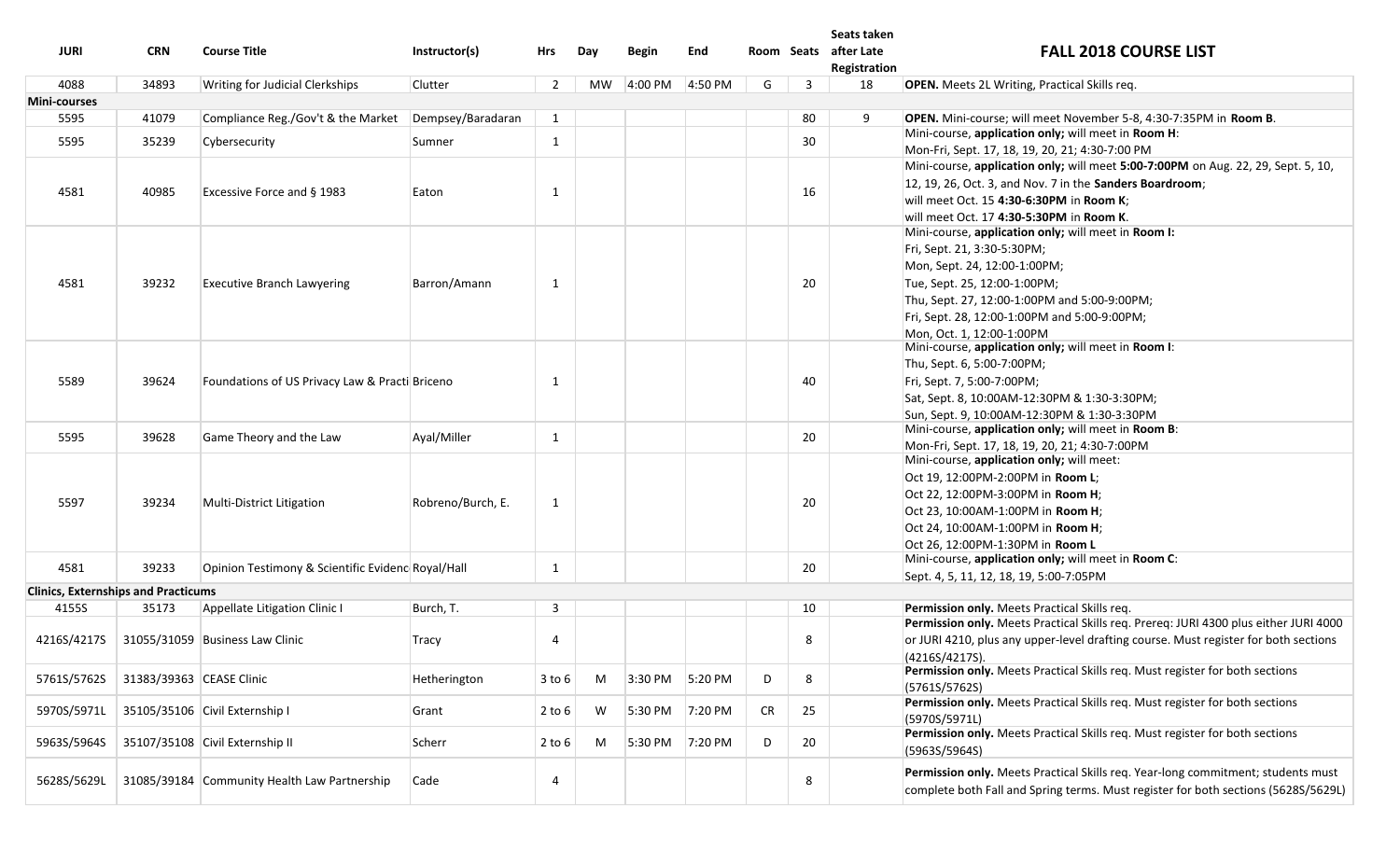## FALL 2018 COURSE LIST

| JURI | CRN | Course Title | Instructor(s) | Hrs | Day | Begin | End | Room | Seats | Seats taken after Late Registration | |
|---|---|---|---|---|---|---|---|---|---|---|---|
| 4088 | 34893 | Writing for Judicial Clerkships | Clutter | 2 | MW | 4:00 PM | 4:50 PM | G | 3 | 18 | **OPEN.** Meets 2L Writing, Practical Skills req. |
| **Mini-courses** | | | | | | | | | | | |
| 5595 | 41079 | Compliance Reg./Gov't & the Market | Dempsey/Baradaran | 1 | | | | | 80 | 9 | **OPEN.** Mini-course; will meet November 5-8, 4:30-7:35PM in **Room B**. |
| 5595 | 35239 | Cybersecurity | Sumner | 1 | | | | | 30 | | Mini-course, **application only;** will meet in **Room H**: Mon-Fri, Sept. 17, 18, 19, 20, 21; 4:30-7:00 PM |
| 4581 | 40985 | Excessive Force and § 1983 | Eaton | 1 | | | | | 16 | | Mini-course, **application only;** will meet **5:00-7:00PM** on Aug. 22, 29, Sept. 5, 10, 12, 19, 26, Oct. 3, and Nov. 7 in the **Sanders Boardroom**; will meet Oct. 15 **4:30-6:30PM** in **Room K**; will meet Oct. 17 **4:30-5:30PM** in **Room K**. |
| 4581 | 39232 | Executive Branch Lawyering | Barron/Amann | 1 | | | | | 20 | | Mini-course, **application only;** will meet in **Room I:** Fri, Sept. 21, 3:30-5:30PM; Mon, Sept. 24, 12:00-1:00PM; Tue, Sept. 25, 12:00-1:00PM; Thu, Sept. 27, 12:00-1:00PM and 5:00-9:00PM; Fri, Sept. 28, 12:00-1:00PM and 5:00-9:00PM; Mon, Oct. 1, 12:00-1:00PM |
| 5589 | 39624 | Foundations of US Privacy Law & Practi | Briceno | 1 | | | | | 40 | | Mini-course, **application only;** will meet in **Room I**: Thu, Sept. 6, 5:00-7:00PM; Fri, Sept. 7, 5:00-7:00PM; Sat, Sept. 8, 10:00AM-12:30PM & 1:30-3:30PM; Sun, Sept. 9, 10:00AM-12:30PM & 1:30-3:30PM |
| 5595 | 39628 | Game Theory and the Law | Ayal/Miller | 1 | | | | | 20 | | Mini-course, **application only;** will meet in **Room B**: Mon-Fri, Sept. 17, 18, 19, 20, 21; 4:30-7:00PM |
| 5597 | 39234 | Multi-District Litigation | Robreno/Burch, E. | 1 | | | | | 20 | | Mini-course, **application only;** will meet: Oct 19, 12:00PM-2:00PM in **Room L**; Oct 22, 12:00PM-3:00PM in **Room H**; Oct 23, 10:00AM-1:00PM in **Room H**; Oct 24, 10:00AM-1:00PM in **Room H**; Oct 26, 12:00PM-1:30PM in **Room L** |
| 4581 | 39233 | Opinion Testimony & Scientific Evidenc | Royal/Hall | 1 | | | | | 20 | | Mini-course, **application only;** will meet in **Room C**: Sept. 4, 5, 11, 12, 18, 19, 5:00-7:05PM |
| **Clinics, Externships and Practicums** | | | | | | | | | | | |
| 4155S | 35173 | Appellate Litigation Clinic I | Burch, T. | 3 | | | | | 10 | | **Permission only.** Meets Practical Skills req. |
| 4216S/4217S | 31055/31059 | Business Law Clinic | Tracy | 4 | | | | | 8 | | **Permission only.** Meets Practical Skills req. Prereq: JURI 4300 plus either JURI 4000 or JURI 4210, plus any upper-level drafting course. Must register for both sections (4216S/4217S). |
| 5761S/5762S | 31383/39363 | CEASE Clinic | Hetherington | 3 to 6 | M | 3:30 PM | 5:20 PM | D | 8 | | **Permission only.** Meets Practical Skills req. Must register for both sections (5761S/5762S) |
| 5970S/5971L | 35105/35106 | Civil Externship I | Grant | 2 to 6 | W | 5:30 PM | 7:20 PM | CR | 25 | | **Permission only.** Meets Practical Skills req. Must register for both sections (5970S/5971L) |
| 5963S/5964S | 35107/35108 | Civil Externship II | Scherr | 2 to 6 | M | 5:30 PM | 7:20 PM | D | 20 | | **Permission only.** Meets Practical Skills req. Must register for both sections (5963S/5964S) |
| 5628S/5629L | 31085/39184 | Community Health Law Partnership | Cade | 4 | | | | | 8 | | **Permission only.** Meets Practical Skills req. Year-long commitment; students must complete both Fall and Spring terms. Must register for both sections (5628S/5629L) |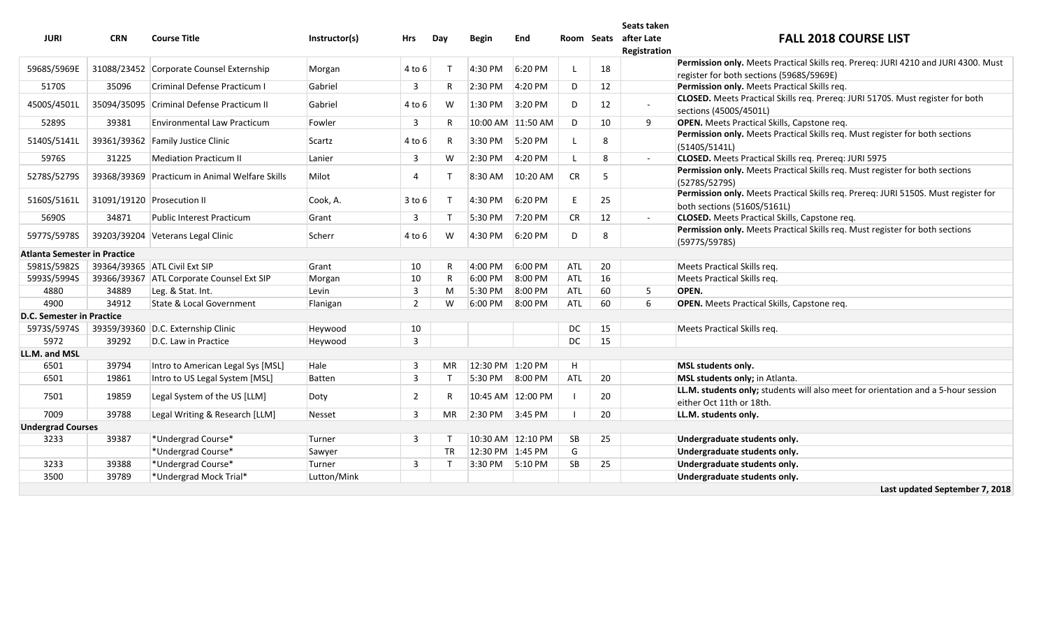# FALL 2018 COURSE LIST

| JURI | CRN | Course Title | Instructor(s) | Hrs | Day | Begin | End | Room | Seats | Seats taken after Late Registration | |
|---|---|---|---|---|---|---|---|---|---|---|---|
| 5968S/5969E | 31088/23452 | Corporate Counsel Externship | Morgan | 4 to 6 | T | 4:30 PM | 6:20 PM | L | 18 | | **Permission only.** Meets Practical Skills req. Prereq: JURI 4210 and JURI 4300. Must register for both sections (5968S/5969E) |
| 5170S | 35096 | Criminal Defense Practicum I | Gabriel | 3 | R | 2:30 PM | 4:20 PM | D | 12 | | **Permission only.** Meets Practical Skills req. |
| 4500S/4501L | 35094/35095 | Criminal Defense Practicum II | Gabriel | 4 to 6 | W | 1:30 PM | 3:20 PM | D | 12 | - | **CLOSED.** Meets Practical Skills req. Prereq: JURI 5170S. Must register for both sections (4500S/4501L) |
| 5289S | 39381 | Environmental Law Practicum | Fowler | 3 | R | 10:00 AM | 11:50 AM | D | 10 | 9 | **OPEN.** Meets Practical Skills, Capstone req. |
| 5140S/5141L | 39361/39362 | Family Justice Clinic | Scartz | 4 to 6 | R | 3:30 PM | 5:20 PM | L | 8 | | **Permission only.** Meets Practical Skills req. Must register for both sections (5140S/5141L) |
| 5976S | 31225 | Mediation Practicum II | Lanier | 3 | W | 2:30 PM | 4:20 PM | L | 8 | - | **CLOSED.** Meets Practical Skills req. Prereq: JURI 5975 |
| 5278S/5279S | 39368/39369 | Practicum in Animal Welfare Skills | Milot | 4 | T | 8:30 AM | 10:20 AM | CR | 5 | | **Permission only.** Meets Practical Skills req. Must register for both sections (5278S/5279S) |
| 5160S/5161L | 31091/19120 | Prosecution II | Cook, A. | 3 to 6 | T | 4:30 PM | 6:20 PM | E | 25 | | **Permission only.** Meets Practical Skills req. Prereq: JURI 5150S. Must register for both sections (5160S/5161L) |
| 5690S | 34871 | Public Interest Practicum | Grant | 3 | T | 5:30 PM | 7:20 PM | CR | 12 | - | **CLOSED.** Meets Practical Skills, Capstone req. |
| 5977S/5978S | 39203/39204 | Veterans Legal Clinic | Scherr | 4 to 6 | W | 4:30 PM | 6:20 PM | D | 8 | | **Permission only.** Meets Practical Skills req. Must register for both sections (5977S/5978S) |
| **Atlanta Semester in Practice** | | | | | | | | | | | |
| 5981S/5982S | 39364/39365 | ATL Civil Ext SIP | Grant | 10 | R | 4:00 PM | 6:00 PM | ATL | 20 | | Meets Practical Skills req. |
| 5993S/5994S | 39366/39367 | ATL Corporate Counsel Ext SIP | Morgan | 10 | R | 6:00 PM | 8:00 PM | ATL | 16 | | Meets Practical Skills req. |
| 4880 | 34889 | Leg. & Stat. Int. | Levin | 3 | M | 5:30 PM | 8:00 PM | ATL | 60 | 5 | **OPEN.** |
| 4900 | 34912 | State & Local Government | Flanigan | 2 | W | 6:00 PM | 8:00 PM | ATL | 60 | 6 | **OPEN.** Meets Practical Skills, Capstone req. |
| **D.C. Semester in Practice** | | | | | | | | | | | |
| 5973S/5974S | 39359/39360 | D.C. Externship Clinic | Heywood | 10 | | | | DC | 15 | | Meets Practical Skills req. |
| 5972 | 39292 | D.C. Law in Practice | Heywood | 3 | | | | DC | 15 | | |
| **LL.M. and MSL** | | | | | | | | | | | |
| 6501 | 39794 | Intro to American Legal Sys [MSL] | Hale | 3 | MR | 12:30 PM | 1:20 PM | H | | | **MSL students only.** |
| 6501 | 19861 | Intro to US Legal System [MSL] | Batten | 3 | T | 5:30 PM | 8:00 PM | ATL | 20 | | **MSL students only;** in Atlanta. |
| 7501 | 19859 | Legal System of the US [LLM] | Doty | 2 | R | 10:45 AM | 12:00 PM | I | 20 | | **LL.M. students only;** students will also meet for orientation and a 5-hour session either Oct 11th or 18th. |
| 7009 | 39788 | Legal Writing & Research [LLM] | Nesset | 3 | MR | 2:30 PM | 3:45 PM | I | 20 | | **LL.M. students only.** |
| **Undergrad Courses** | | | | | | | | | | | |
| 3233 | 39387 | *Undergrad Course* | Turner | 3 | T | 10:30 AM | 12:10 PM | SB | 25 | | **Undergraduate students only.** |
| | | *Undergrad Course* | Sawyer | | TR | 12:30 PM | 1:45 PM | G | | | **Undergraduate students only.** |
| 3233 | 39388 | *Undergrad Course* | Turner | 3 | T | 3:30 PM | 5:10 PM | SB | 25 | | **Undergraduate students only.** |
| 3500 | 39789 | *Undergrad Mock Trial* | Lutton/Mink | | | | | | | | **Undergraduate students only.** |

**Last updated September 7, 2018**